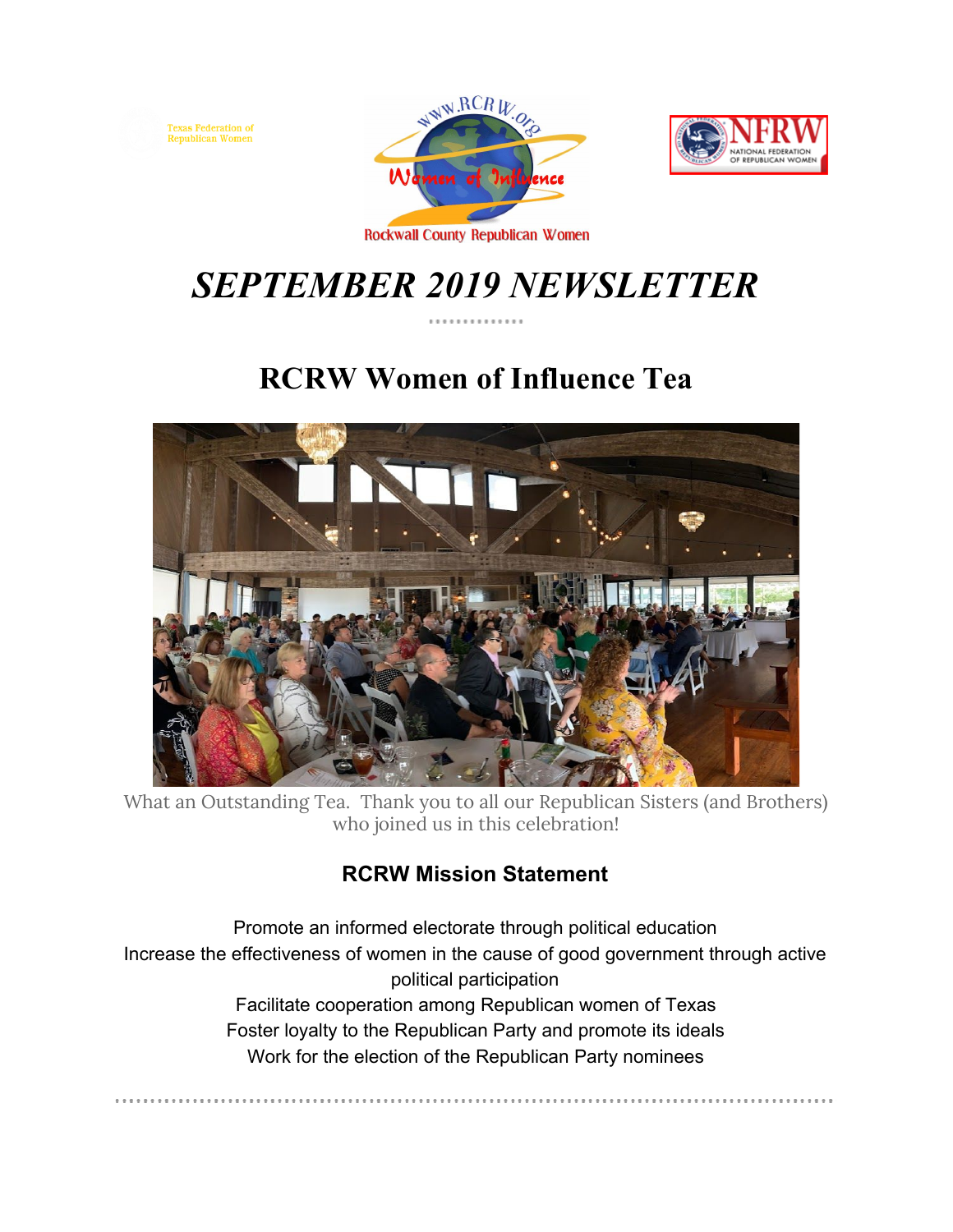Texas Federation of Republican Women

www.RCRW.org

Women of Influence

Rockwall County Republican Women

NFRW NATIONAL FEDERATION OF REPUBLICAN WOMEN

# *SEPTEMBER 2019 NEWSLETTER*

## RCRW Women of Influence Tea

What an Outstanding Tea. Thank you to all our Republican Sisters (and Brothers) who joined us in this celebration!

### RCRW Mission Statement

Promote an informed electorate through political education
Increase the effectiveness of women in the cause of good government through active political participation
Facilitate cooperation among Republican women of Texas
Foster loyalty to the Republican Party and promote its ideals
Work for the election of the Republican Party nominees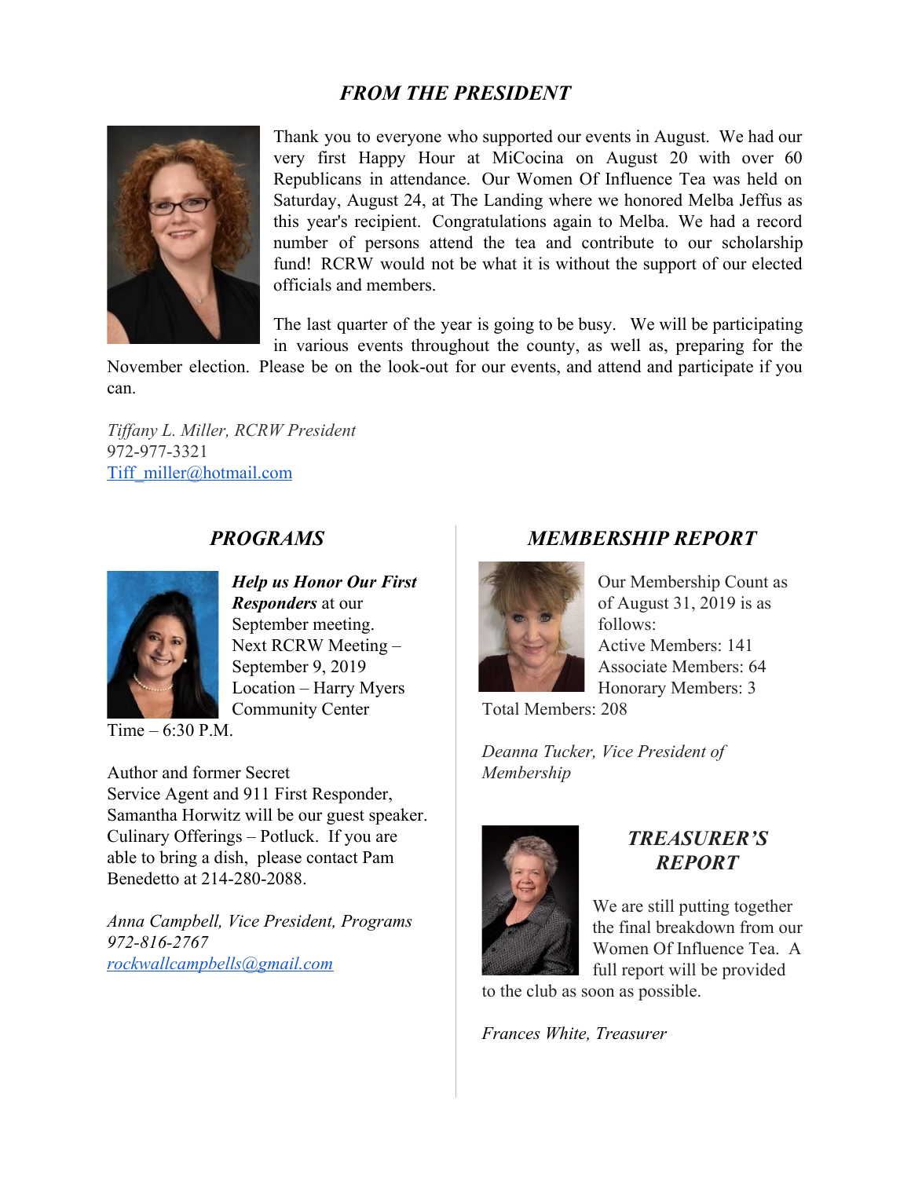## *FROM THE PRESIDENT*

Thank you to everyone who supported our events in August. We had our very first Happy Hour at MiCocina on August 20 with over 60 Republicans in attendance. Our Women Of Influence Tea was held on Saturday, August 24, at The Landing where we honored Melba Jeffus as this year's recipient. Congratulations again to Melba. We had a record number of persons attend the tea and contribute to our scholarship fund! RCRW would not be what it is without the support of our elected officials and members.

The last quarter of the year is going to be busy. We will be participating in various events throughout the county, as well as, preparing for the November election. Please be on the look-out for our events, and attend and participate if you can.

*Tiffany L. Miller, RCRW President*
972-977-3321
Tiff_miller@hotmail.com

## *PROGRAMS*

***Help us Honor Our First Responders*** at our September meeting.
Next RCRW Meeting – September 9, 2019
Location – Harry Myers Community Center
Time – 6:30 P.M.

Author and former Secret Service Agent and 911 First Responder, Samantha Horwitz will be our guest speaker. Culinary Offerings – Potluck. If you are able to bring a dish, please contact Pam Benedetto at 214-280-2088.

*Anna Campbell, Vice President, Programs*
*972-816-2767*
*rockwallcampbells@gmail.com*

## *MEMBERSHIP REPORT*

Our Membership Count as of August 31, 2019 is as follows:
Active Members: 141
Associate Members: 64
Honorary Members: 3
Total Members: 208

*Deanna Tucker, Vice President of Membership*

## *TREASURER'S REPORT*

We are still putting together the final breakdown from our Women Of Influence Tea. A full report will be provided to the club as soon as possible.

*Frances White, Treasurer*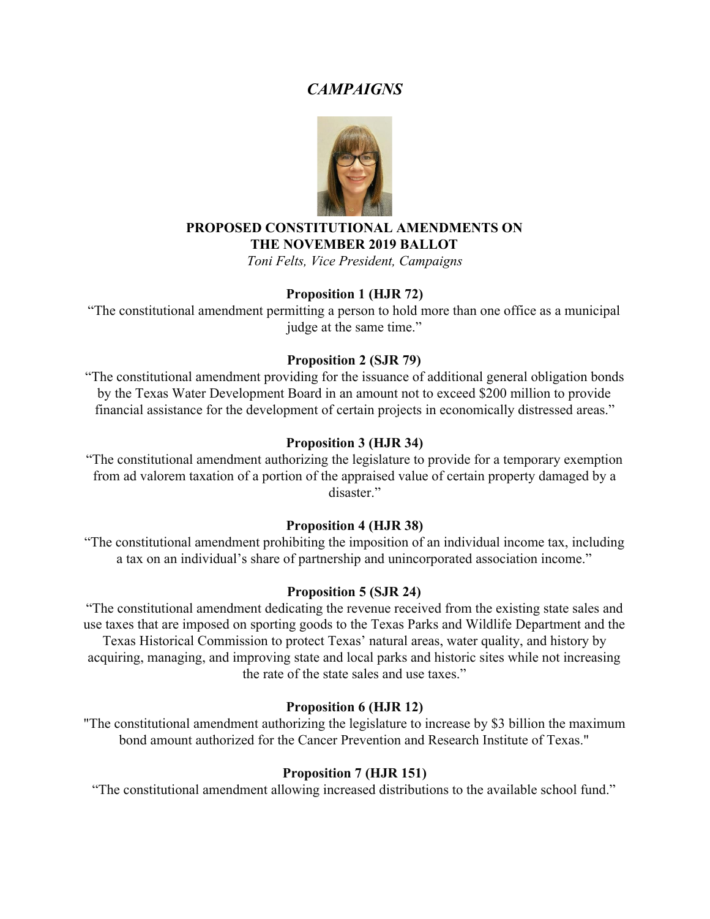# *CAMPAIGNS*

## PROPOSED CONSTITUTIONAL AMENDMENTS ON THE NOVEMBER 2019 BALLOT

*Toni Felts, Vice President, Campaigns*

**Proposition 1 (HJR 72)**

“The constitutional amendment permitting a person to hold more than one office as a municipal judge at the same time.”

**Proposition 2 (SJR 79)**

“The constitutional amendment providing for the issuance of additional general obligation bonds by the Texas Water Development Board in an amount not to exceed $200 million to provide financial assistance for the development of certain projects in economically distressed areas.”

**Proposition 3 (HJR 34)**

“The constitutional amendment authorizing the legislature to provide for a temporary exemption from ad valorem taxation of a portion of the appraised value of certain property damaged by a disaster.”

**Proposition 4 (HJR 38)**

“The constitutional amendment prohibiting the imposition of an individual income tax, including a tax on an individual’s share of partnership and unincorporated association income.”

**Proposition 5 (SJR 24)**

“The constitutional amendment dedicating the revenue received from the existing state sales and use taxes that are imposed on sporting goods to the Texas Parks and Wildlife Department and the Texas Historical Commission to protect Texas’ natural areas, water quality, and history by acquiring, managing, and improving state and local parks and historic sites while not increasing the rate of the state sales and use taxes.”

**Proposition 6 (HJR 12)**

"The constitutional amendment authorizing the legislature to increase by $3 billion the maximum bond amount authorized for the Cancer Prevention and Research Institute of Texas."

**Proposition 7 (HJR 151)**

“The constitutional amendment allowing increased distributions to the available school fund.”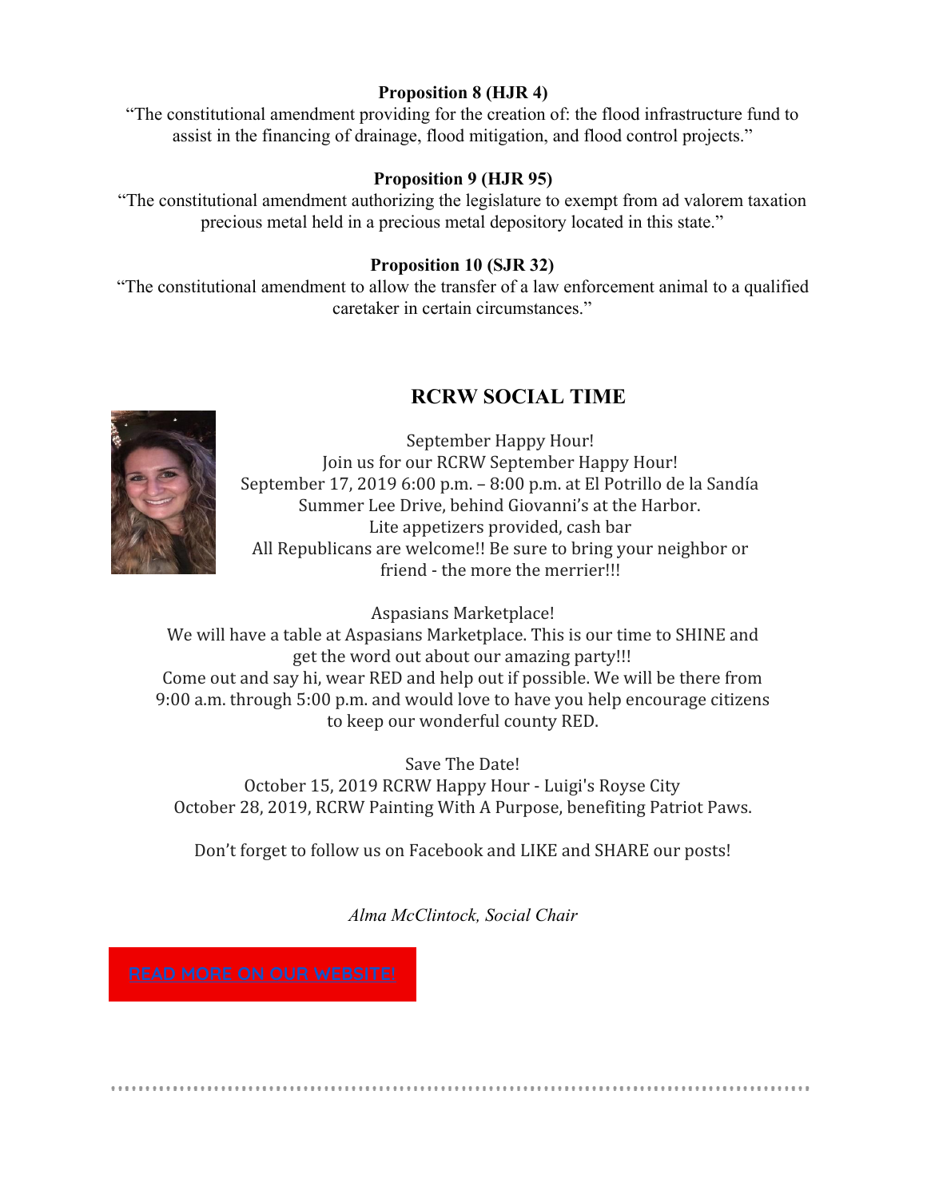**Proposition 8 (HJR 4)**

"The constitutional amendment providing for the creation of: the flood infrastructure fund to assist in the financing of drainage, flood mitigation, and flood control projects."

**Proposition 9 (HJR 95)**

"The constitutional amendment authorizing the legislature to exempt from ad valorem taxation precious metal held in a precious metal depository located in this state."

**Proposition 10 (SJR 32)**

"The constitutional amendment to allow the transfer of a law enforcement animal to a qualified caretaker in certain circumstances."

## RCRW SOCIAL TIME

September Happy Hour!
Join us for our RCRW September Happy Hour!
September 17, 2019 6:00 p.m. – 8:00 p.m. at El Potrillo de la Sandía
Summer Lee Drive, behind Giovanni's at the Harbor.
Lite appetizers provided, cash bar
All Republicans are welcome!! Be sure to bring your neighbor or friend - the more the merrier!!!

Aspasians Marketplace!
We will have a table at Aspasians Marketplace. This is our time to SHINE and get the word out about our amazing party!!!
Come out and say hi, wear RED and help out if possible. We will be there from 9:00 a.m. through 5:00 p.m. and would love to have you help encourage citizens to keep our wonderful county RED.

Save The Date!
October 15, 2019 RCRW Happy Hour - Luigi's Royse City
October 28, 2019, RCRW Painting With A Purpose, benefiting Patriot Paws.

Don't forget to follow us on Facebook and LIKE and SHARE our posts!

*Alma McClintock, Social Chair*

READ MORE ON OUR WEBSITE!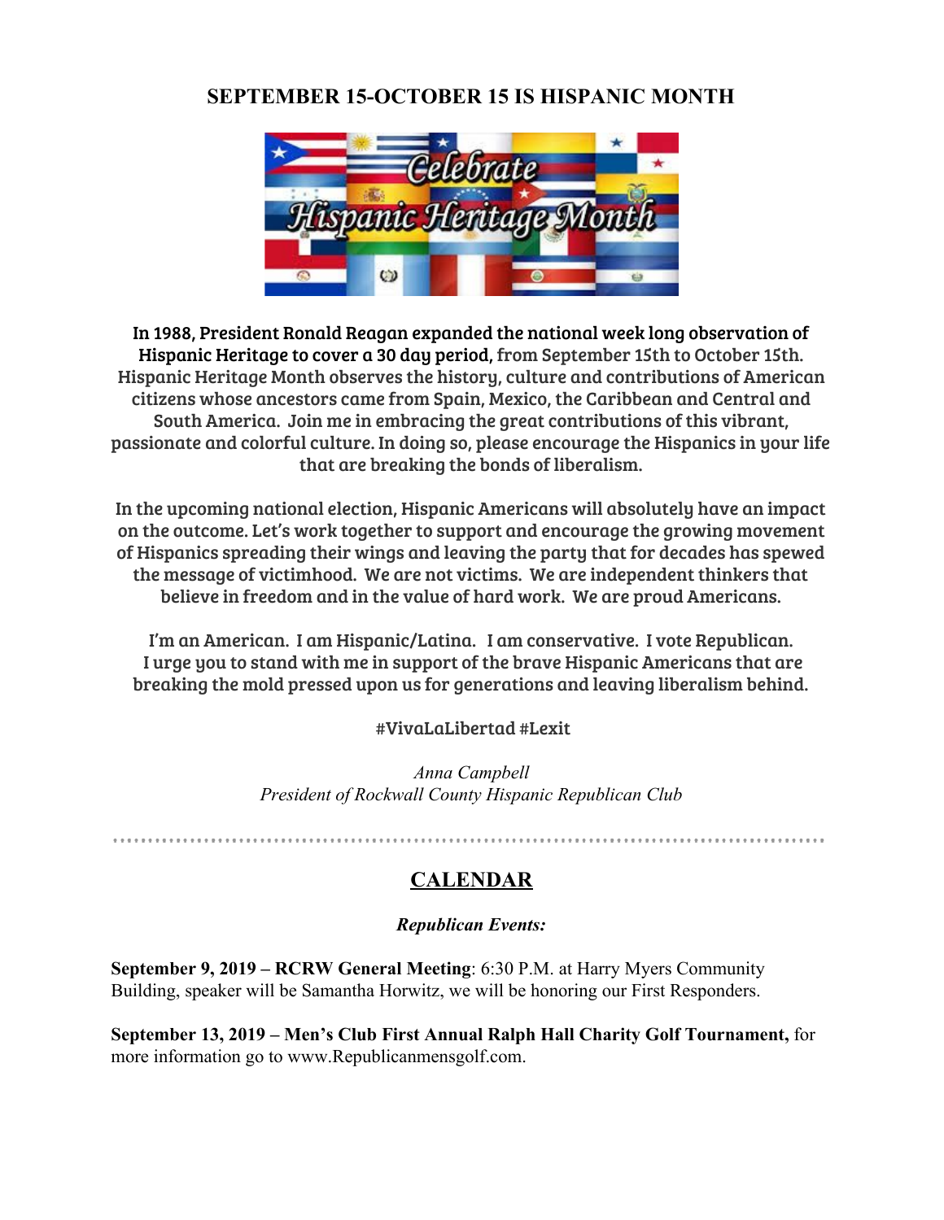## SEPTEMBER 15-OCTOBER 15 IS HISPANIC MONTH

In 1988, President Ronald Reagan expanded the national week long observation of Hispanic Heritage to cover a 30 day period, from September 15th to October 15th. Hispanic Heritage Month observes the history, culture and contributions of American citizens whose ancestors came from Spain, Mexico, the Caribbean and Central and South America. Join me in embracing the great contributions of this vibrant, passionate and colorful culture. In doing so, please encourage the Hispanics in your life that are breaking the bonds of liberalism.

In the upcoming national election, Hispanic Americans will absolutely have an impact on the outcome. Let's work together to support and encourage the growing movement of Hispanics spreading their wings and leaving the party that for decades has spewed the message of victimhood. We are not victims. We are independent thinkers that believe in freedom and in the value of hard work. We are proud Americans.

I'm an American. I am Hispanic/Latina. I am conservative. I vote Republican. I urge you to stand with me in support of the brave Hispanic Americans that are breaking the mold pressed upon us for generations and leaving liberalism behind.

#VivaLaLibertad #Lexit

*Anna Campbell*
*President of Rockwall County Hispanic Republican Club*

---

## CALENDAR

***Republican Events:***

**September 9, 2019 – RCRW General Meeting**: 6:30 P.M. at Harry Myers Community Building, speaker will be Samantha Horwitz, we will be honoring our First Responders.

**September 13, 2019 – Men's Club First Annual Ralph Hall Charity Golf Tournament,** for more information go to www.Republicanmensgolf.com.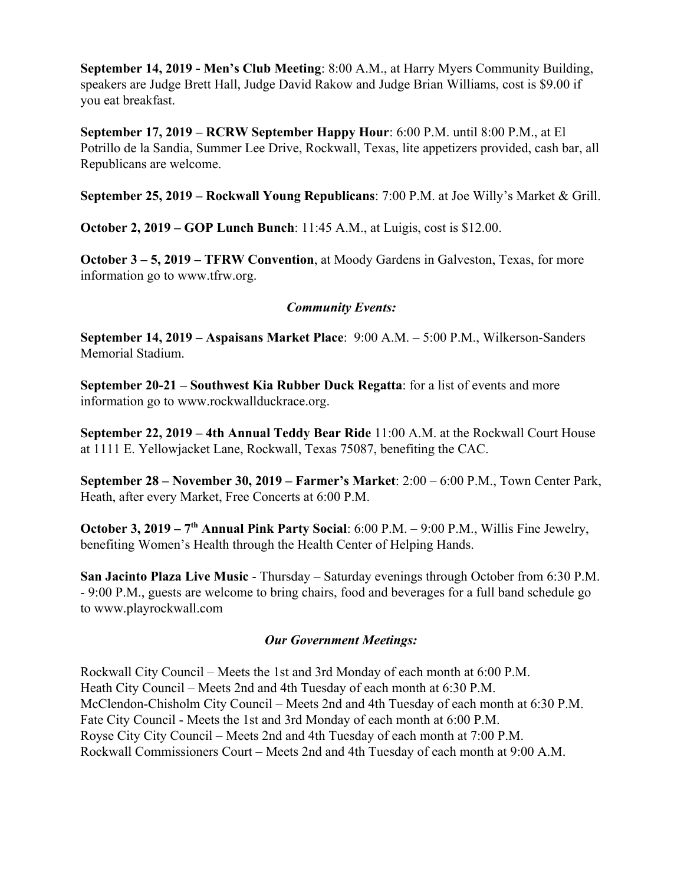**September 14, 2019 - Men's Club Meeting**: 8:00 A.M., at Harry Myers Community Building, speakers are Judge Brett Hall, Judge David Rakow and Judge Brian Williams, cost is $9.00 if you eat breakfast.

**September 17, 2019 – RCRW September Happy Hour**: 6:00 P.M. until 8:00 P.M., at El Potrillo de la Sandia, Summer Lee Drive, Rockwall, Texas, lite appetizers provided, cash bar, all Republicans are welcome.

**September 25, 2019 – Rockwall Young Republicans**: 7:00 P.M. at Joe Willy's Market & Grill.

**October 2, 2019 – GOP Lunch Bunch**: 11:45 A.M., at Luigis, cost is $12.00.

**October 3 – 5, 2019 – TFRW Convention**, at Moody Gardens in Galveston, Texas, for more information go to www.tfrw.org.

### *Community Events:*

**September 14, 2019 – Aspaisans Market Place**: 9:00 A.M. – 5:00 P.M., Wilkerson-Sanders Memorial Stadium.

**September 20-21 – Southwest Kia Rubber Duck Regatta**: for a list of events and more information go to www.rockwallduckrace.org.

**September 22, 2019 – 4th Annual Teddy Bear Ride** 11:00 A.M. at the Rockwall Court House at 1111 E. Yellowjacket Lane, Rockwall, Texas 75087, benefiting the CAC.

**September 28 – November 30, 2019 – Farmer's Market**: 2:00 – 6:00 P.M., Town Center Park, Heath, after every Market, Free Concerts at 6:00 P.M.

**October 3, 2019 – 7th Annual Pink Party Social**: 6:00 P.M. – 9:00 P.M., Willis Fine Jewelry, benefiting Women's Health through the Health Center of Helping Hands.

**San Jacinto Plaza Live Music** - Thursday – Saturday evenings through October from 6:30 P.M. - 9:00 P.M., guests are welcome to bring chairs, food and beverages for a full band schedule go to www.playrockwall.com

### *Our Government Meetings:*

Rockwall City Council – Meets the 1st and 3rd Monday of each month at 6:00 P.M.
Heath City Council – Meets 2nd and 4th Tuesday of each month at 6:30 P.M.
McClendon-Chisholm City Council – Meets 2nd and 4th Tuesday of each month at 6:30 P.M.
Fate City Council - Meets the 1st and 3rd Monday of each month at 6:00 P.M.
Royse City City Council – Meets 2nd and 4th Tuesday of each month at 7:00 P.M.
Rockwall Commissioners Court – Meets 2nd and 4th Tuesday of each month at 9:00 A.M.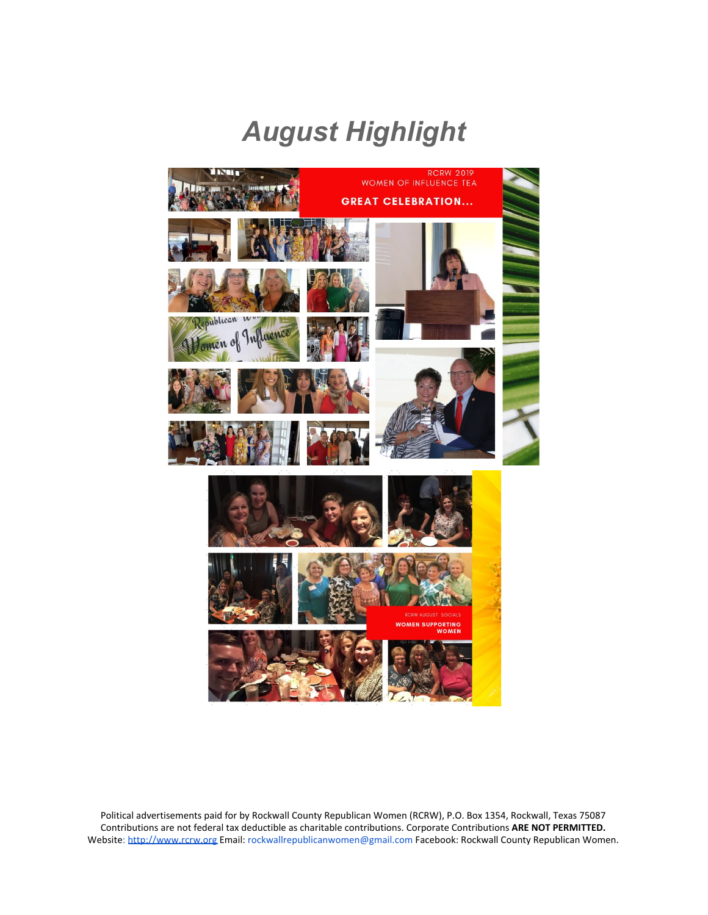# *August Highlight*

RCRW 2019
WOMEN OF INFLUENCE TEA

**GREAT CELEBRATION...**

RCRW AUGUST SOCIALS

**WOMEN SUPPORTING WOMEN**

Political advertisements paid for by Rockwall County Republican Women (RCRW), P.O. Box 1354, Rockwall, Texas 75087
Contributions are not federal tax deductible as charitable contributions. Corporate Contributions **ARE NOT PERMITTED.**
Website: http://www.rcrw.org Email: rockwallrepublicanwomen@gmail.com Facebook: Rockwall County Republican Women.